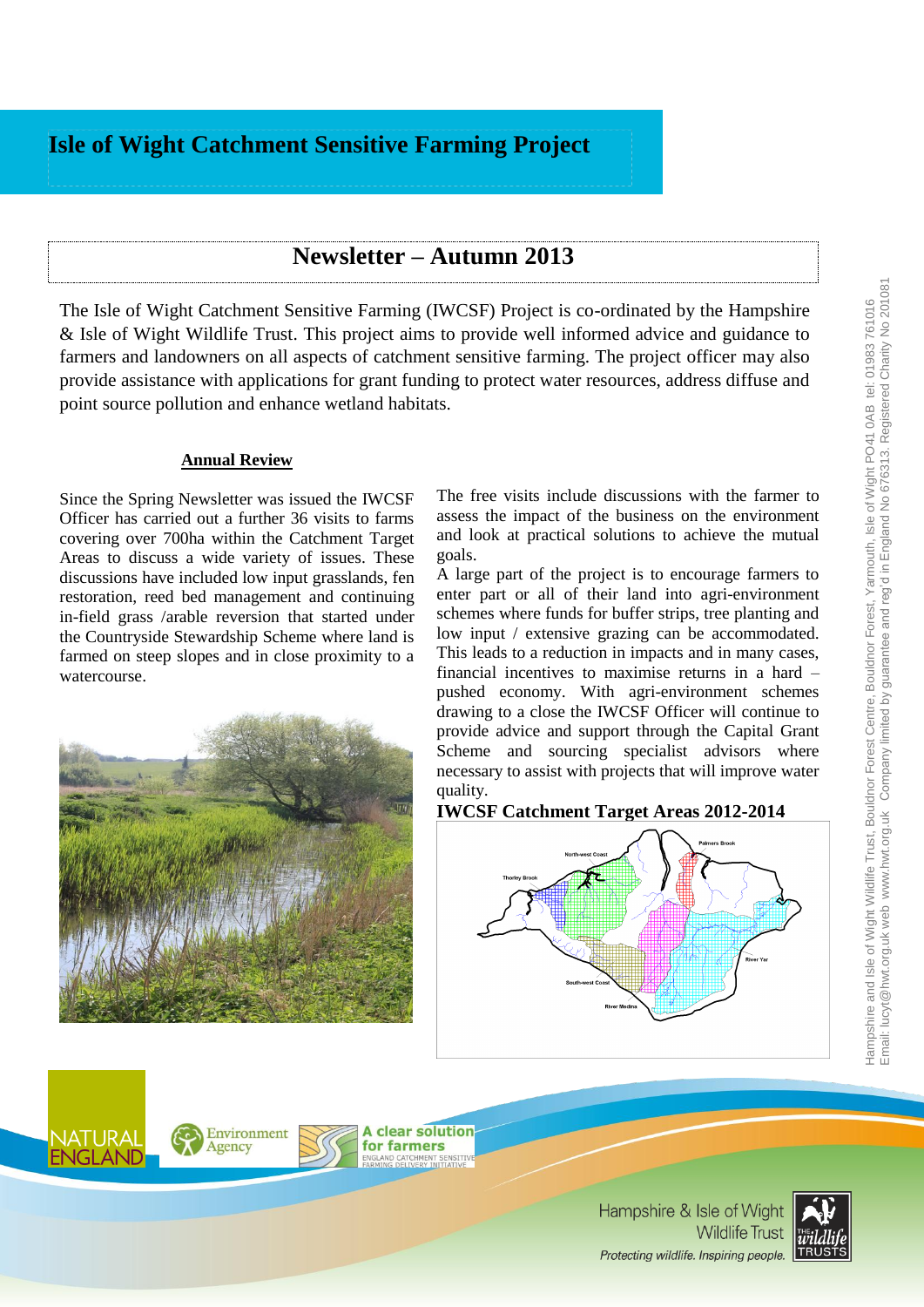# Isle of Wight Catchment Sensitive Farming Project

## Newsletter – Autumn 2013

The Isle of Wight Catchment Sensitive Farming (IWCSF) Project is co-ordinated by the Hampshire & Isle of Wight Wildlife Trust. This project aims to provide well informed advice and guidance to farmers and landowners on all aspects of catchment sensitive farming. The project officer may also provide assistance with applications for grant funding to protect water resources, address diffuse and point source pollution and enhance wetland habitats.

### Annual Review

Since the Spring Newsletter was issued the IWCSF Officer has carried out a further 36 visits to farms covering over 700ha within the Catchment Target Areas to discuss a wide variety of issues. These discussions have included low input grasslands, fen restoration, reed bed management and continuing in-field grass /arable reversion that started under the Countryside Stewardship Scheme where land is farmed on steep slopes and in close proximity to a watercourse.

The free visits include discussions with the farmer to assess the impact of the business on the environment and look at practical solutions to achieve the mutual goals.

A large part of the project is to encourage farmers to enter part or all of their land into agri-environment schemes where funds for buffer strips, tree planting and low input / extensive grazing can be accommodated. This leads to a reduction in impacts and in many cases, financial incentives to maximise returns in a hard – pushed economy. With agri-environment schemes drawing to a close the IWCSF Officer will continue to provide advice and support through the Capital Grant Scheme and sourcing specialist advisors where necessary to assist with projects that will improve water quality.

**IWCSF Catchment Target Areas 2012-2014**

Hampshire and Isle of Wight Wildlife Trust, Bouldnor Forest Centre, Bouldnor Forest, Yarmouth, Isle of Wight PO41 0AB tel: 01983 761016
Email: lucyt@hwt.org.uk web www.hwt.org.uk Company limited by guarantee and reg'd in England No 676313. Registered Charity No 201081

Hampshire & Isle of Wight Wildlife Trust
*Protecting wildlife. Inspiring people.*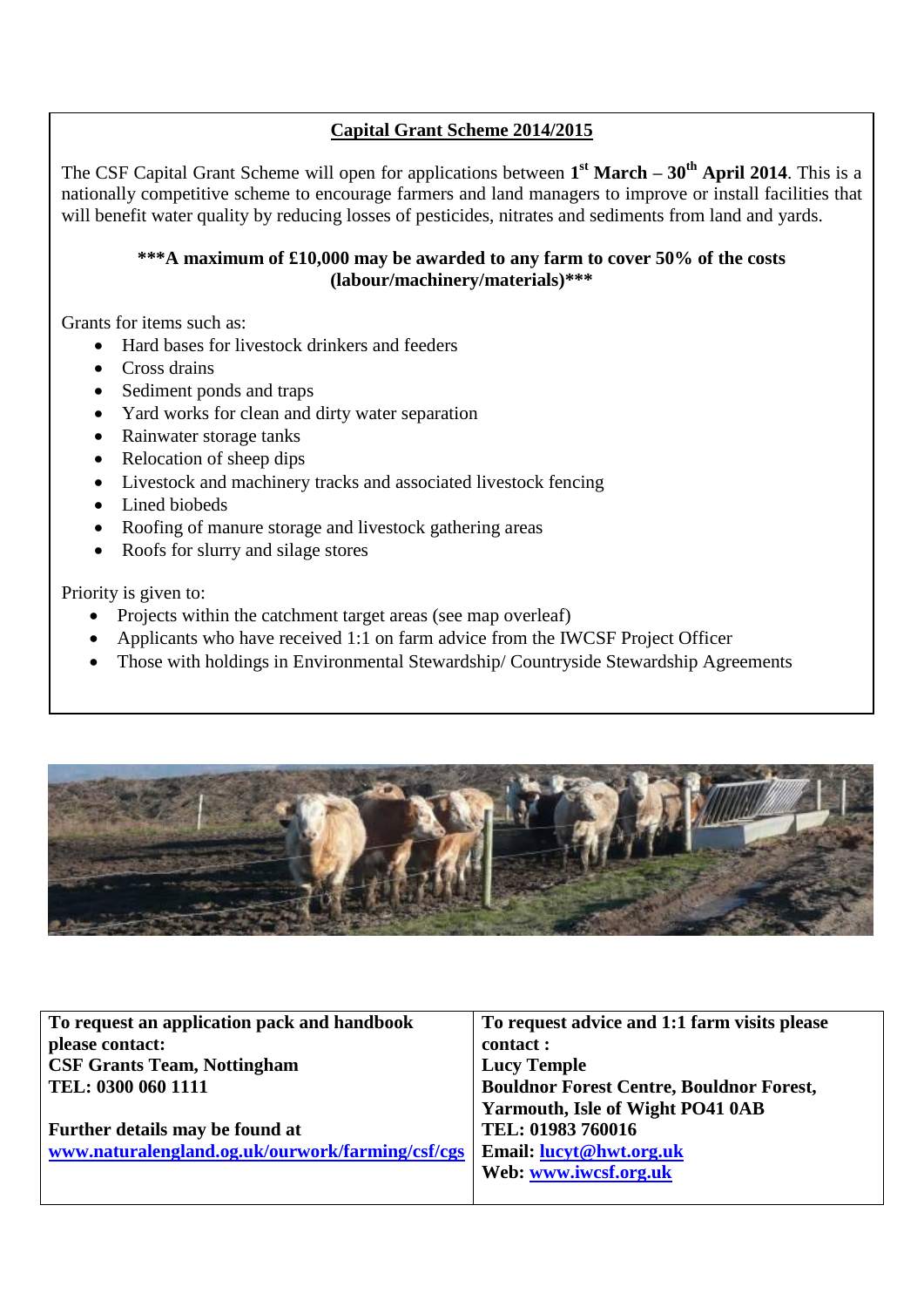## Capital Grant Scheme 2014/2015

The CSF Capital Grant Scheme will open for applications between **1st March – 30th April 2014**. This is a nationally competitive scheme to encourage farmers and land managers to improve or install facilities that will benefit water quality by reducing losses of pesticides, nitrates and sediments from land and yards.

**\*\*\*A maximum of £10,000 may be awarded to any farm to cover 50% of the costs (labour/machinery/materials)\*\*\***

Grants for items such as:

- Hard bases for livestock drinkers and feeders
- Cross drains
- Sediment ponds and traps
- Yard works for clean and dirty water separation
- Rainwater storage tanks
- Relocation of sheep dips
- Livestock and machinery tracks and associated livestock fencing
- Lined biobeds
- Roofing of manure storage and livestock gathering areas
- Roofs for slurry and silage stores

Priority is given to:

- Projects within the catchment target areas (see map overleaf)
- Applicants who have received 1:1 on farm advice from the IWCSF Project Officer
- Those with holdings in Environmental Stewardship/ Countryside Stewardship Agreements

| | |
|---|---|
| **To request an application pack and handbook please contact:**<br>**CSF Grants Team, Nottingham**<br>**TEL: 0300 060 1111**<br><br>**Further details may be found at**<br>**www.naturalengland.og.uk/ourwork/farming/csf/cgs** | **To request advice and 1:1 farm visits please contact :**<br>**Lucy Temple**<br>**Bouldnor Forest Centre, Bouldnor Forest, Yarmouth, Isle of Wight PO41 0AB**<br>**TEL: 01983 760016**<br>**Email: lucyt@hwt.org.uk**<br>**Web: www.iwcsf.org.uk** |